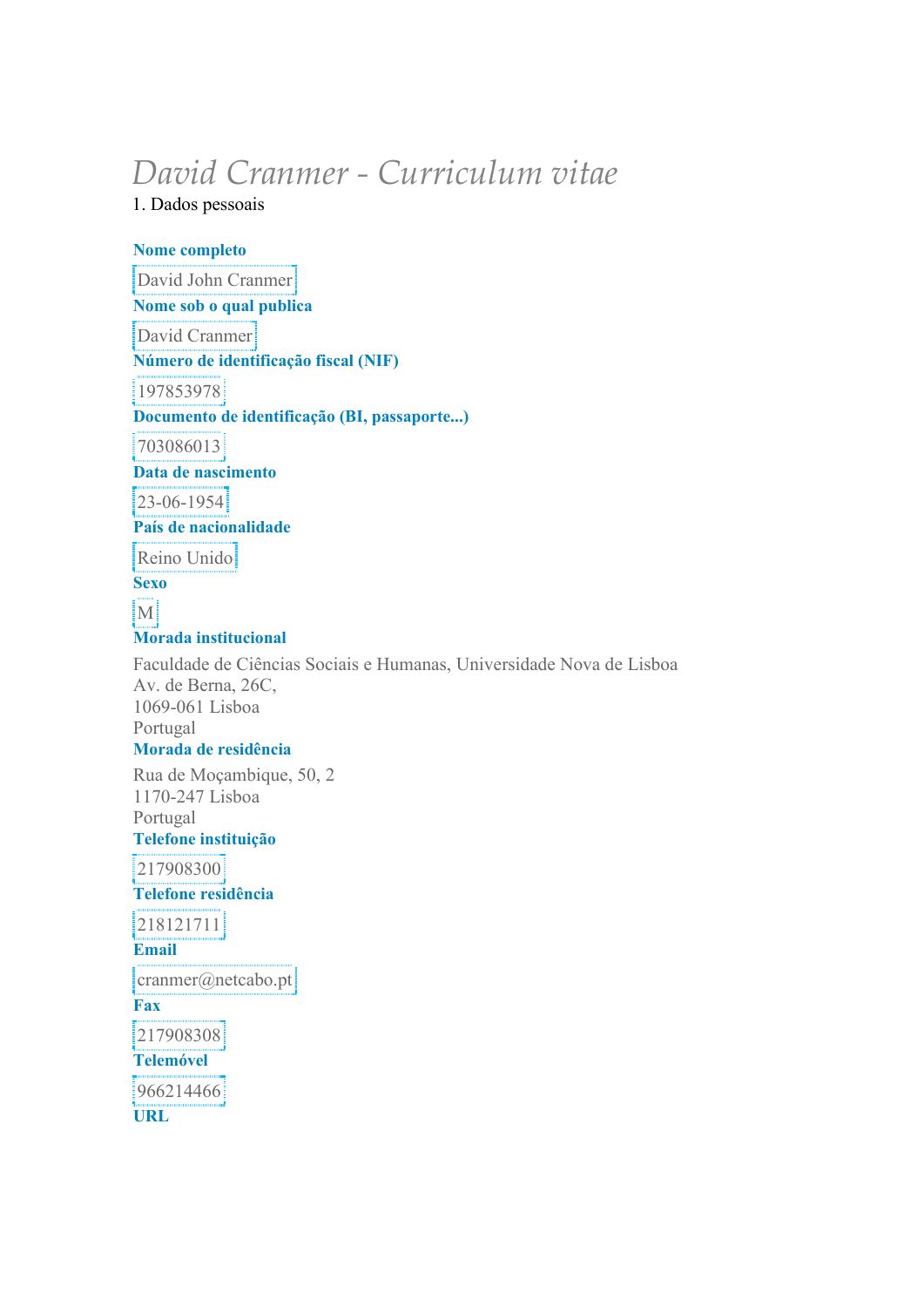# *David Cranmer - Curriculum vitae*

1. Dados pessoais

**Nome completo**

David John Cranmer

**Nome sob o qual publica**

David Cranmer

**Número de identificação fiscal (NIF)**

197853978

**Documento de identificação (BI, passaporte...)**

703086013

**Data de nascimento**

23-06-1954

**País de nacionalidade**

Reino Unido

**Sexo**

M

**Morada institucional**

Faculdade de Ciências Sociais e Humanas, Universidade Nova de Lisboa
Av. de Berna, 26C,
1069-061 Lisboa
Portugal

**Morada de residência**

Rua de Moçambique, 50, 2
1170-247 Lisboa
Portugal

**Telefone instituição**

217908300

**Telefone residência**

218121711

**Email**

cranmer@netcabo.pt

**Fax**

217908308

**Telemóvel**

966214466

**URL**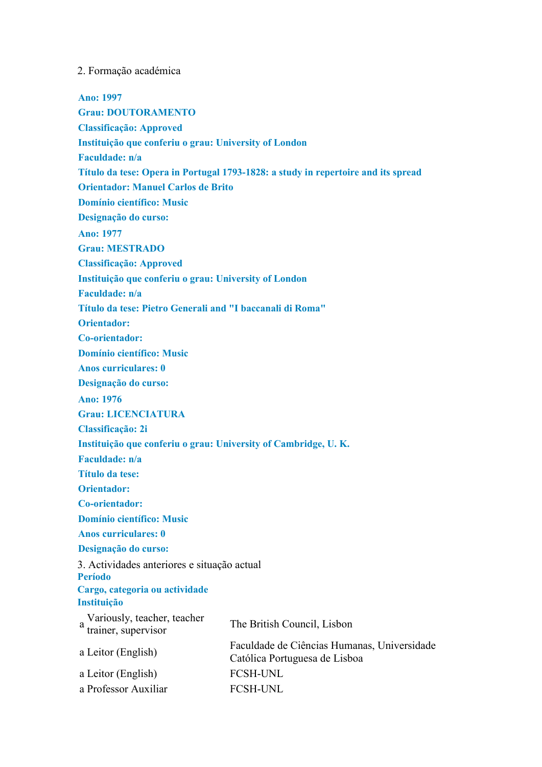2. Formação académica

**Ano: 1997**
**Grau: DOUTORAMENTO**
**Classificação: Approved**
**Instituição que conferiu o grau: University of London**
**Faculdade: n/a**
**Título da tese: Opera in Portugal 1793-1828: a study in repertoire and its spread**
**Orientador: Manuel Carlos de Brito**
**Domínio científico: Music**
**Designação do curso:**

**Ano: 1977**
**Grau: MESTRADO**
**Classificação: Approved**
**Instituição que conferiu o grau: University of London**
**Faculdade: n/a**
**Título da tese: Pietro Generali and "I baccanali di Roma"**
**Orientador:**
**Co-orientador:**
**Domínio científico: Music**
**Anos curriculares: 0**
**Designação do curso:**

**Ano: 1976**
**Grau: LICENCIATURA**
**Classificação: 2i**
**Instituição que conferiu o grau: University of Cambridge, U. K.**
**Faculdade: n/a**
**Título da tese:**
**Orientador:**
**Co-orientador:**
**Domínio científico: Music**
**Anos curriculares: 0**
**Designação do curso:**

3. Actividades anteriores e situação actual

**Período**
**Cargo, categoria ou actividade**
**Instituição**

| | |
|---|---|
| a Variously, teacher, teacher trainer, supervisor | The British Council, Lisbon |
| a Leitor (English) | Faculdade de Ciências Humanas, Universidade Católica Portuguesa de Lisboa |
| a Leitor (English) | FCSH-UNL |
| a Professor Auxiliar | FCSH-UNL |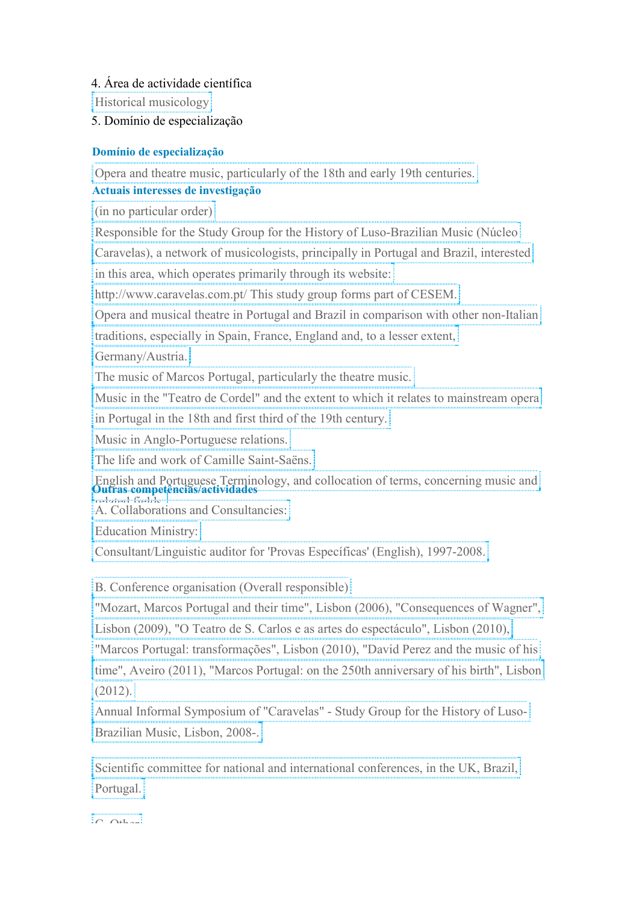4. Área de actividade científica

Historical musicology

5. Domínio de especialização

**Domínio de especialização**

Opera and theatre music, particularly of the 18th and early 19th centuries.

**Actuais interesses de investigação**

(in no particular order)

Responsible for the Study Group for the History of Luso-Brazilian Music (Núcleo Caravelas), a network of musicologists, principally in Portugal and Brazil, interested in this area, which operates primarily through its website: http://www.caravelas.com.pt/ This study group forms part of CESEM.

Opera and musical theatre in Portugal and Brazil in comparison with other non-Italian traditions, especially in Spain, France, England and, to a lesser extent, Germany/Austria.

The music of Marcos Portugal, particularly the theatre music.

Music in the "Teatro de Cordel" and the extent to which it relates to mainstream opera in Portugal in the 18th and first third of the 19th century.

Music in Anglo-Portuguese relations.

The life and work of Camille Saint-Saëns.

English and Portuguese Terminology, and collocation of terms, concerning music and related fields.

**Outras competências/actividades**

A. Collaborations and Consultancies:

Education Ministry:

Consultant/Linguistic auditor for 'Provas Específicas' (English), 1997-2008.

B. Conference organisation (Overall responsible)

"Mozart, Marcos Portugal and their time", Lisbon (2006), "Consequences of Wagner", Lisbon (2009), "O Teatro de S. Carlos e as artes do espectáculo", Lisbon (2010), "Marcos Portugal: transformações", Lisbon (2010), "David Perez and the music of his time", Aveiro (2011), "Marcos Portugal: on the 250th anniversary of his birth", Lisbon (2012).

Annual Informal Symposium of "Caravelas" - Study Group for the History of Luso-Brazilian Music, Lisbon, 2008-.

Scientific committee for national and international conferences, in the UK, Brazil, Portugal.

C. Other: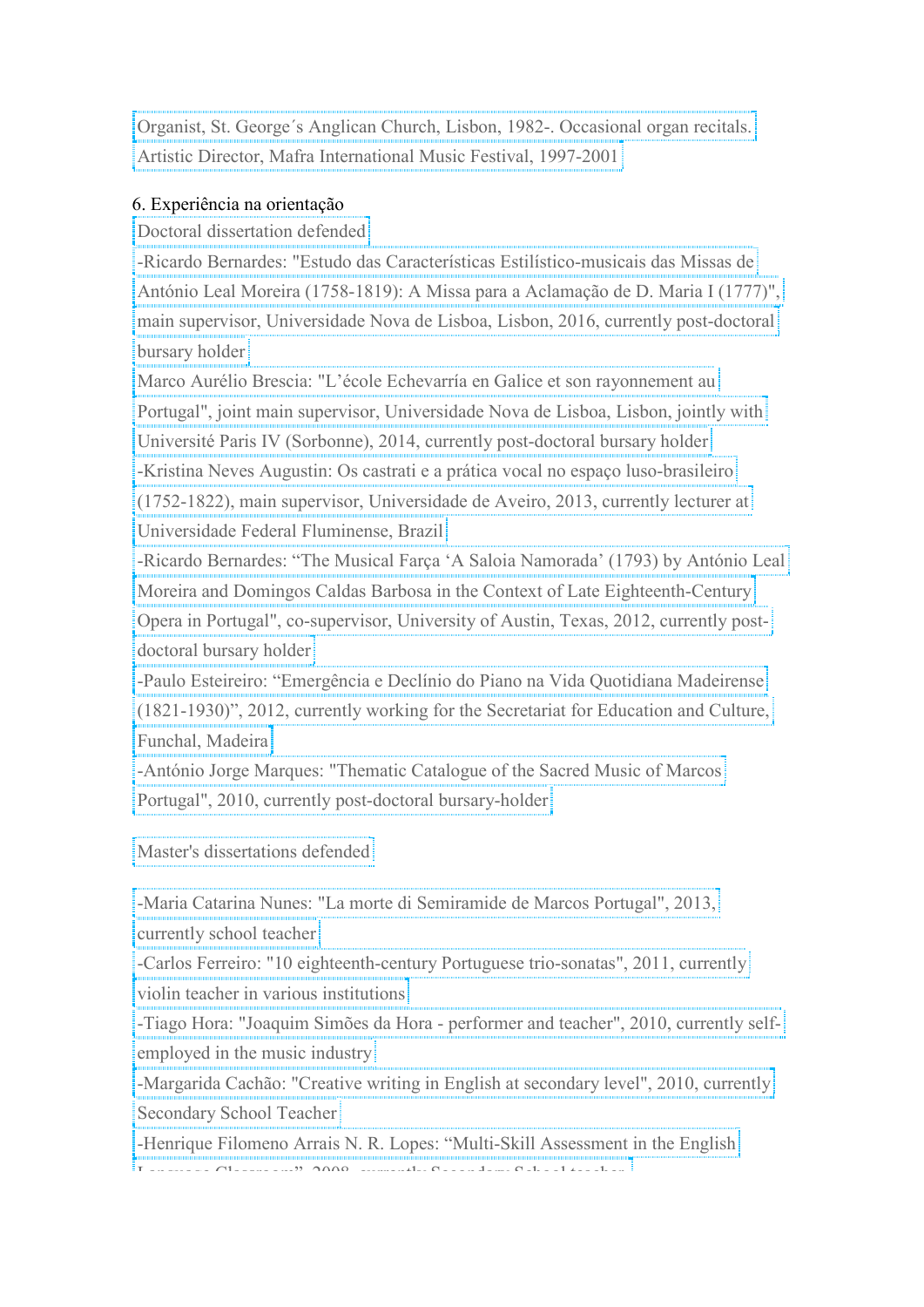Organist, St. George´s Anglican Church, Lisbon, 1982-. Occasional organ recitals.
Artistic Director, Mafra International Music Festival, 1997-2001

6. Experiência na orientação

Doctoral dissertation defended

-Ricardo Bernardes: "Estudo das Características Estilístico-musicais das Missas de António Leal Moreira (1758-1819): A Missa para a Aclamação de D. Maria I (1777)", main supervisor, Universidade Nova de Lisboa, Lisbon, 2016, currently post-doctoral bursary holder

Marco Aurélio Brescia: "L'école Echevarría en Galice et son rayonnement au Portugal", joint main supervisor, Universidade Nova de Lisboa, Lisbon, jointly with Université Paris IV (Sorbonne), 2014, currently post-doctoral bursary holder

-Kristina Neves Augustin: Os castrati e a prática vocal no espaço luso-brasileiro (1752-1822), main supervisor, Universidade de Aveiro, 2013, currently lecturer at Universidade Federal Fluminense, Brazil

-Ricardo Bernardes: "The Musical Farça 'A Saloia Namorada' (1793) by António Leal Moreira and Domingos Caldas Barbosa in the Context of Late Eighteenth-Century Opera in Portugal", co-supervisor, University of Austin, Texas, 2012, currently post-doctoral bursary holder

-Paulo Esteireiro: "Emergência e Declínio do Piano na Vida Quotidiana Madeirense (1821-1930)", 2012, currently working for the Secretariat for Education and Culture, Funchal, Madeira

-António Jorge Marques: "Thematic Catalogue of the Sacred Music of Marcos Portugal", 2010, currently post-doctoral bursary-holder

Master's dissertations defended

-Maria Catarina Nunes: "La morte di Semiramide de Marcos Portugal", 2013, currently school teacher

-Carlos Ferreiro: "10 eighteenth-century Portuguese trio-sonatas", 2011, currently violin teacher in various institutions

-Tiago Hora: "Joaquim Simões da Hora - performer and teacher", 2010, currently self-employed in the music industry

-Margarida Cachão: "Creative writing in English at secondary level", 2010, currently Secondary School Teacher

-Henrique Filomeno Arrais N. R. Lopes: "Multi-Skill Assessment in the English Language Classroom", 2008, currently Secondary School teacher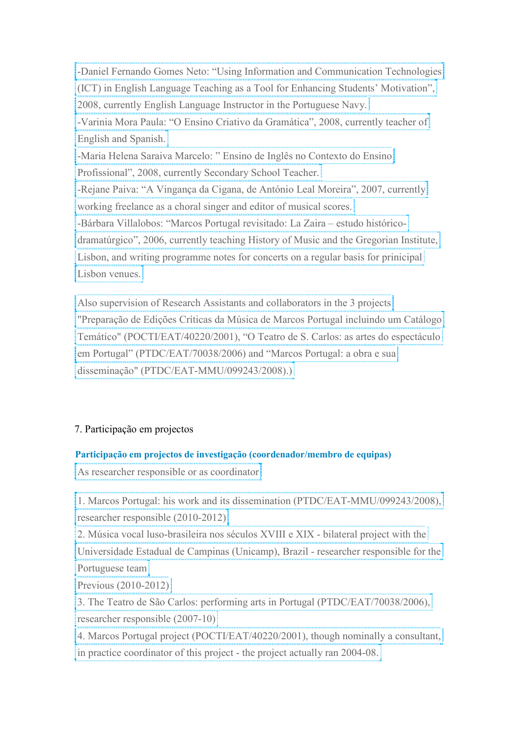-Daniel Fernando Gomes Neto: “Using Information and Communication Technologies (ICT) in English Language Teaching as a Tool for Enhancing Students’ Motivation”, 2008, currently English Language Instructor in the Portuguese Navy.
-Varinia Mora Paula: “O Ensino Criativo da Gramática”, 2008, currently teacher of English and Spanish.
-Maria Helena Saraiva Marcelo: ” Ensino de Inglês no Contexto do Ensino Profissional”, 2008, currently Secondary School Teacher.
-Rejane Paiva: “A Vingança da Cigana, de António Leal Moreira”, 2007, currently working freelance as a choral singer and editor of musical scores.
-Bárbara Villalobos: “Marcos Portugal revisitado: La Zaira – estudo histórico-dramatúrgico”, 2006, currently teaching History of Music and the Gregorian Institute, Lisbon, and writing programme notes for concerts on a regular basis for prinicipal Lisbon venues.

Also supervision of Research Assistants and collaborators in the 3 projects "Preparação de Edições Críticas da Música de Marcos Portugal incluindo um Catálogo Temático" (POCTI/EAT/40220/2001), “O Teatro de S. Carlos: as artes do espectáculo em Portugal” (PTDC/EAT/70038/2006) and “Marcos Portugal: a obra e sua disseminação" (PTDC/EAT-MMU/099243/2008).)

## 7. Participação em projectos

**Participação em projectos de investigação (coordenador/membro de equipas)**

As researcher responsible or as coordinator

1. Marcos Portugal: his work and its dissemination (PTDC/EAT-MMU/099243/2008), researcher responsible (2010-2012)
2. Música vocal luso-brasileira nos séculos XVIII e XIX - bilateral project with the Universidade Estadual de Campinas (Unicamp), Brazil - researcher responsible for the Portuguese team
Previous (2010-2012)
3. The Teatro de São Carlos: performing arts in Portugal (PTDC/EAT/70038/2006), researcher responsible (2007-10)
4. Marcos Portugal project (POCTI/EAT/40220/2001), though nominally a consultant, in practice coordinator of this project - the project actually ran 2004-08.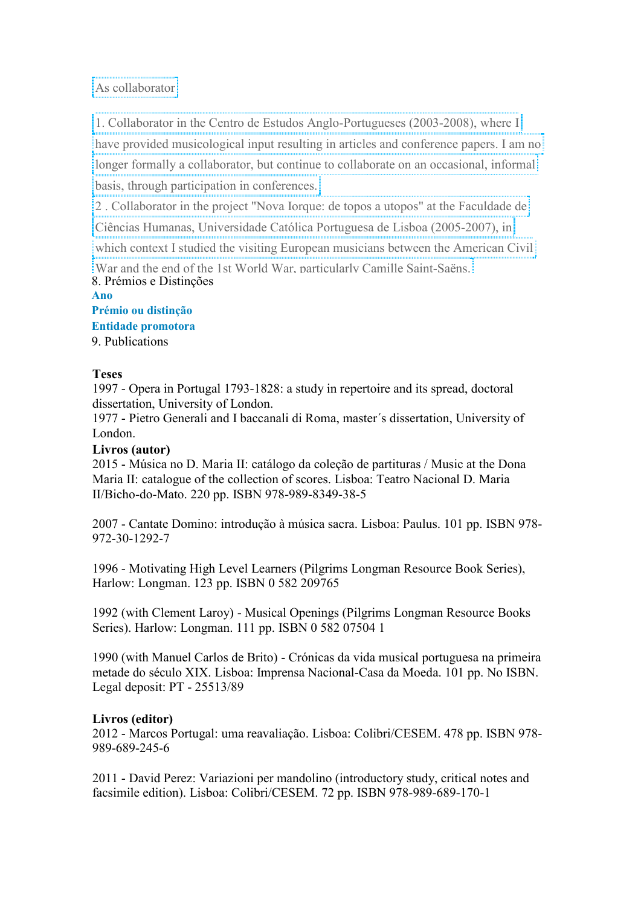As collaborator

1. Collaborator in the Centro de Estudos Anglo-Portugueses (2003-2008), where I have provided musicological input resulting in articles and conference papers. I am no longer formally a collaborator, but continue to collaborate on an occasional, informal basis, through participation in conferences.
2 . Collaborator in the project "Nova Iorque: de topos a utopos" at the Faculdade de Ciências Humanas, Universidade Católica Portuguesa de Lisboa (2005-2007), in which context I studied the visiting European musicians between the American Civil War and the end of the 1st World War, particularly Camille Saint-Saëns.

8. Prémios e Distinções

**Ano**

**Prémio ou distinção**

**Entidade promotora**

9. Publications

**Teses**

1997 - Opera in Portugal 1793-1828: a study in repertoire and its spread, doctoral dissertation, University of London.
1977 - Pietro Generali and I baccanali di Roma, master´s dissertation, University of London.

**Livros (autor)**

2015 - Música no D. Maria II: catálogo da coleção de partituras / Music at the Dona Maria II: catalogue of the collection of scores. Lisboa: Teatro Nacional D. Maria II/Bicho-do-Mato. 220 pp. ISBN 978-989-8349-38-5

2007 - Cantate Domino: introdução à música sacra. Lisboa: Paulus. 101 pp. ISBN 978-972-30-1292-7

1996 - Motivating High Level Learners (Pilgrims Longman Resource Book Series), Harlow: Longman. 123 pp. ISBN 0 582 209765

1992 (with Clement Laroy) - Musical Openings (Pilgrims Longman Resource Books Series). Harlow: Longman. 111 pp. ISBN 0 582 07504 1

1990 (with Manuel Carlos de Brito) - Crónicas da vida musical portuguesa na primeira metade do século XIX. Lisboa: Imprensa Nacional-Casa da Moeda. 101 pp. No ISBN. Legal deposit: PT - 25513/89

**Livros (editor)**

2012 - Marcos Portugal: uma reavaliação. Lisboa: Colibri/CESEM. 478 pp. ISBN 978-989-689-245-6

2011 - David Perez: Variazioni per mandolino (introductory study, critical notes and facsimile edition). Lisboa: Colibri/CESEM. 72 pp. ISBN 978-989-689-170-1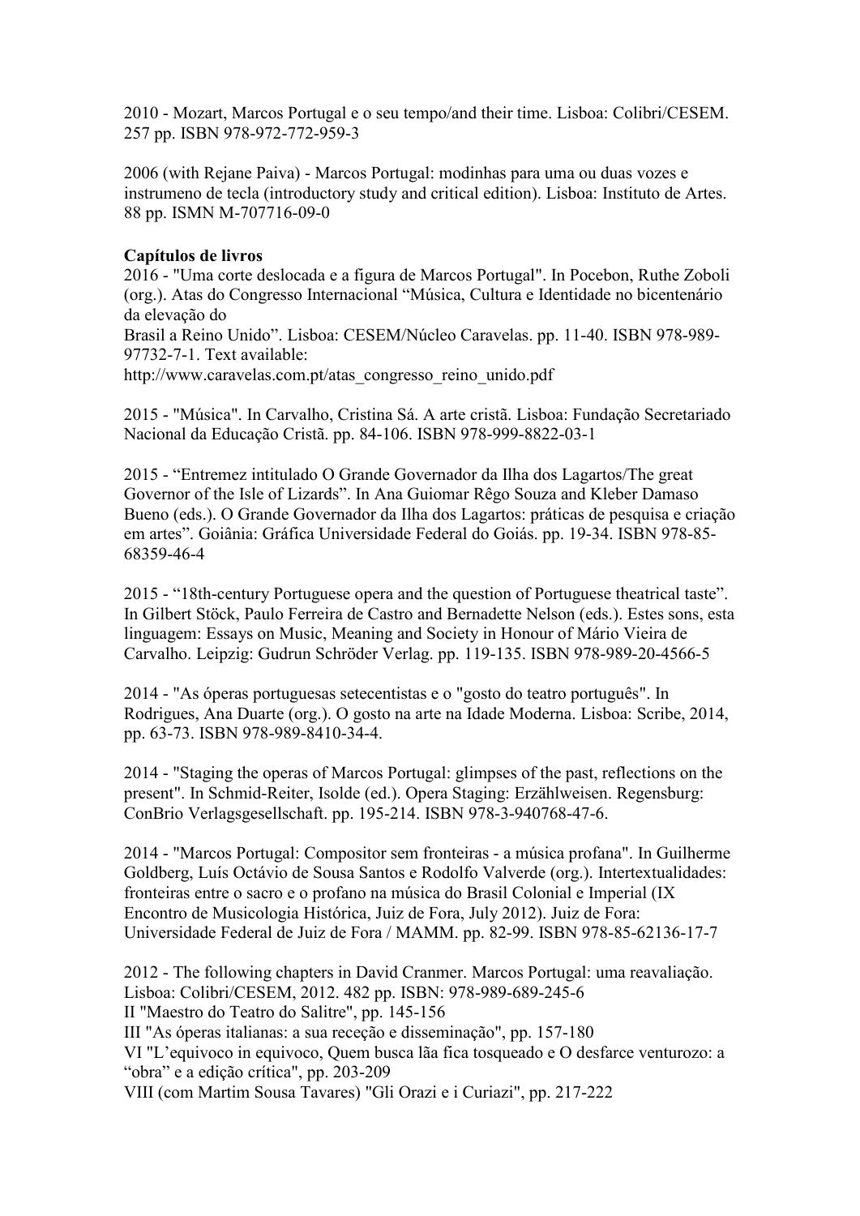2010 - Mozart, Marcos Portugal e o seu tempo/and their time. Lisboa: Colibri/CESEM. 257 pp. ISBN 978-972-772-959-3

2006 (with Rejane Paiva) - Marcos Portugal: modinhas para uma ou duas vozes e instrumeno de tecla (introductory study and critical edition). Lisboa: Instituto de Artes. 88 pp. ISMN M-707716-09-0

**Capítulos de livros**

2016 - "Uma corte deslocada e a figura de Marcos Portugal". In Pocebon, Ruthe Zoboli (org.). Atas do Congresso Internacional "Música, Cultura e Identidade no bicentenário da elevação do
Brasil a Reino Unido". Lisboa: CESEM/Núcleo Caravelas. pp. 11-40. ISBN 978-989-97732-7-1. Text available:
http://www.caravelas.com.pt/atas_congresso_reino_unido.pdf

2015 - "Música". In Carvalho, Cristina Sá. A arte cristã. Lisboa: Fundação Secretariado Nacional da Educação Cristã. pp. 84-106. ISBN 978-999-8822-03-1

2015 - "Entremez intitulado O Grande Governador da Ilha dos Lagartos/The great Governor of the Isle of Lizards". In Ana Guiomar Rêgo Souza and Kleber Damaso Bueno (eds.). O Grande Governador da Ilha dos Lagartos: práticas de pesquisa e criação em artes". Goiânia: Gráfica Universidade Federal do Goiás. pp. 19-34. ISBN 978-85-68359-46-4

2015 - "18th-century Portuguese opera and the question of Portuguese theatrical taste". In Gilbert Stöck, Paulo Ferreira de Castro and Bernadette Nelson (eds.). Estes sons, esta linguagem: Essays on Music, Meaning and Society in Honour of Mário Vieira de Carvalho. Leipzig: Gudrun Schröder Verlag. pp. 119-135. ISBN 978-989-20-4566-5

2014 - "As óperas portuguesas setecentistas e o "gosto do teatro português". In Rodrigues, Ana Duarte (org.). O gosto na arte na Idade Moderna. Lisboa: Scribe, 2014, pp. 63-73. ISBN 978-989-8410-34-4.

2014 - "Staging the operas of Marcos Portugal: glimpses of the past, reflections on the present". In Schmid-Reiter, Isolde (ed.). Opera Staging: Erzählweisen. Regensburg: ConBrio Verlagsgesellschaft. pp. 195-214. ISBN 978-3-940768-47-6.

2014 - "Marcos Portugal: Compositor sem fronteiras - a música profana". In Guilherme Goldberg, Luís Octávio de Sousa Santos e Rodolfo Valverde (org.). Intertextualidades: fronteiras entre o sacro e o profano na música do Brasil Colonial e Imperial (IX Encontro de Musicologia Histórica, Juiz de Fora, July 2012). Juiz de Fora: Universidade Federal de Juiz de Fora / MAMM. pp. 82-99. ISBN 978-85-62136-17-7

2012 - The following chapters in David Cranmer. Marcos Portugal: uma reavaliação. Lisboa: Colibri/CESEM, 2012. 482 pp. ISBN: 978-989-689-245-6
II "Maestro do Teatro do Salitre", pp. 145-156
III "As óperas italianas: a sua receção e disseminação", pp. 157-180
VI "L'equivoco in equivoco, Quem busca lãa fica tosqueado e O desfarce venturozo: a "obra" e a edição crítica", pp. 203-209
VIII (com Martim Sousa Tavares) "Gli Orazi e i Curiazi", pp. 217-222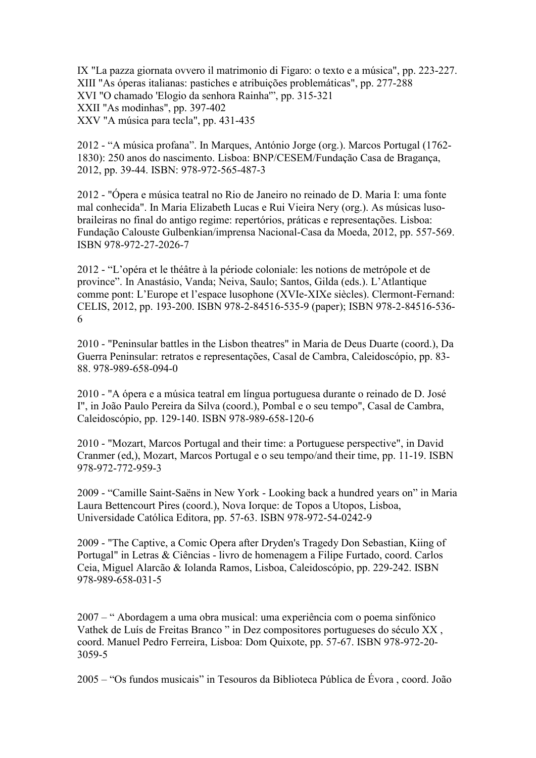IX "La pazza giornata ovvero il matrimonio di Figaro: o texto e a música", pp. 223-227.
XIII "As óperas italianas: pastiches e atribuições problemáticas", pp. 277-288
XVI "O chamado 'Elogio da senhora Rainha'", pp. 315-321
XXII "As modinhas", pp. 397-402
XXV "A música para tecla", pp. 431-435

2012 - "A música profana". In Marques, António Jorge (org.). Marcos Portugal (1762-1830): 250 anos do nascimento. Lisboa: BNP/CESEM/Fundação Casa de Bragança, 2012, pp. 39-44. ISBN: 978-972-565-487-3

2012 - "Ópera e música teatral no Rio de Janeiro no reinado de D. Maria I: uma fonte mal conhecida". In Maria Elizabeth Lucas e Rui Vieira Nery (org.). As músicas luso-braileiras no final do antigo regime: repertórios, práticas e representações. Lisboa: Fundação Calouste Gulbenkian/imprensa Nacional-Casa da Moeda, 2012, pp. 557-569. ISBN 978-972-27-2026-7

2012 - "L'opéra et le théâtre à la période coloniale: les notions de metrópole et de province". In Anastásio, Vanda; Neiva, Saulo; Santos, Gilda (eds.). L'Atlantique comme pont: L'Europe et l'espace lusophone (XVIe-XIXe siècles). Clermont-Fernand: CELIS, 2012, pp. 193-200. ISBN 978-2-84516-535-9 (paper); ISBN 978-2-84516-536-6

2010 - "Peninsular battles in the Lisbon theatres" in Maria de Deus Duarte (coord.), Da Guerra Peninsular: retratos e representações, Casal de Cambra, Caleidoscópio, pp. 83-88. 978-989-658-094-0

2010 - "A ópera e a música teatral em língua portuguesa durante o reinado de D. José I", in João Paulo Pereira da Silva (coord.), Pombal e o seu tempo", Casal de Cambra, Caleidoscópio, pp. 129-140. ISBN 978-989-658-120-6

2010 - "Mozart, Marcos Portugal and their time: a Portuguese perspective", in David Cranmer (ed,), Mozart, Marcos Portugal e o seu tempo/and their time, pp. 11-19. ISBN 978-972-772-959-3

2009 - "Camille Saint-Saëns in New York - Looking back a hundred years on" in Maria Laura Bettencourt Pires (coord.), Nova Iorque: de Topos a Utopos, Lisboa, Universidade Católica Editora, pp. 57-63. ISBN 978-972-54-0242-9

2009 - "The Captive, a Comic Opera after Dryden's Tragedy Don Sebastian, Kiing of Portugal" in Letras & Ciências - livro de homenagem a Filipe Furtado, coord. Carlos Ceia, Miguel Alarcão & Iolanda Ramos, Lisboa, Caleidoscópio, pp. 229-242. ISBN 978-989-658-031-5

2007 – " Abordagem a uma obra musical: uma experiência com o poema sinfónico Vathek de Luís de Freitas Branco " in Dez compositores portugueses do século XX , coord. Manuel Pedro Ferreira, Lisboa: Dom Quixote, pp. 57-67. ISBN 978-972-20-3059-5

2005 – "Os fundos musicais" in Tesouros da Biblioteca Pública de Évora , coord. João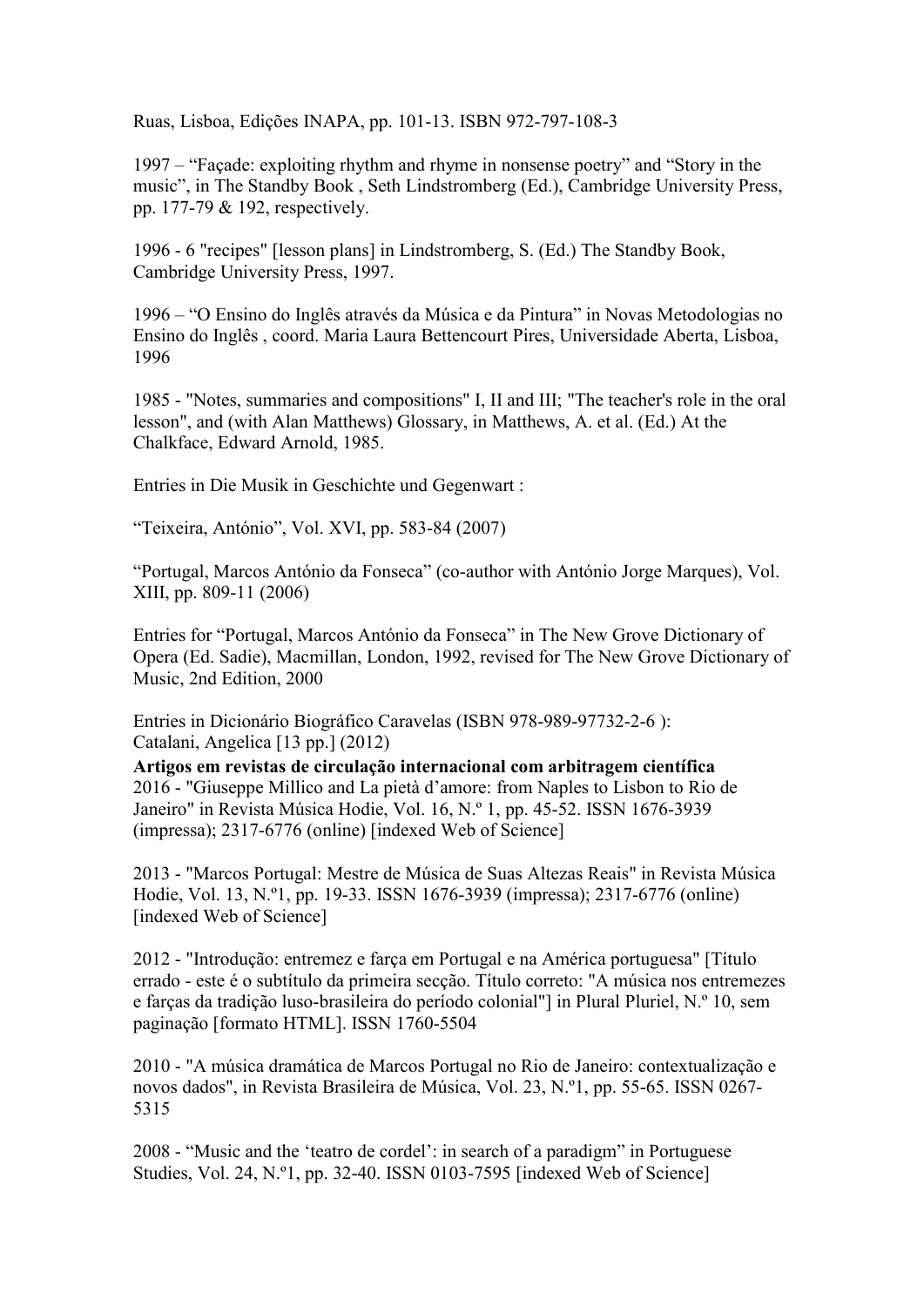Ruas, Lisboa, Edições INAPA, pp. 101-13. ISBN 972-797-108-3

1997 – "Façade: exploiting rhythm and rhyme in nonsense poetry" and "Story in the music", in The Standby Book , Seth Lindstromberg (Ed.), Cambridge University Press, pp. 177-79 & 192, respectively.

1996 - 6 "recipes" [lesson plans] in Lindstromberg, S. (Ed.) The Standby Book, Cambridge University Press, 1997.

1996 – "O Ensino do Inglês através da Música e da Pintura" in Novas Metodologias no Ensino do Inglês , coord. Maria Laura Bettencourt Pires, Universidade Aberta, Lisboa, 1996

1985 - "Notes, summaries and compositions" I, II and III; "The teacher's role in the oral lesson", and (with Alan Matthews) Glossary, in Matthews, A. et al. (Ed.) At the Chalkface, Edward Arnold, 1985.

Entries in Die Musik in Geschichte und Gegenwart :

"Teixeira, António", Vol. XVI, pp. 583-84 (2007)

"Portugal, Marcos António da Fonseca" (co-author with António Jorge Marques), Vol. XIII, pp. 809-11 (2006)

Entries for "Portugal, Marcos António da Fonseca" in The New Grove Dictionary of Opera (Ed. Sadie), Macmillan, London, 1992, revised for The New Grove Dictionary of Music, 2nd Edition, 2000

Entries in Dicionário Biográfico Caravelas (ISBN 978-989-97732-2-6 ):
Catalani, Angelica [13 pp.] (2012)

**Artigos em revistas de circulação internacional com arbitragem científica**

2016 - "Giuseppe Millico and La pietà d'amore: from Naples to Lisbon to Rio de Janeiro" in Revista Música Hodie, Vol. 16, N.º 1, pp. 45-52. ISSN 1676-3939 (impressa); 2317-6776 (online) [indexed Web of Science]

2013 - "Marcos Portugal: Mestre de Música de Suas Altezas Reais" in Revista Música Hodie, Vol. 13, N.º1, pp. 19-33. ISSN 1676-3939 (impressa); 2317-6776 (online) [indexed Web of Science]

2012 - "Introdução: entremez e farça em Portugal e na América portuguesa" [Título errado - este é o subtítulo da primeira secção. Título correto: "A música nos entremezes e farças da tradição luso-brasileira do período colonial"] in Plural Pluriel, N.º 10, sem paginação [formato HTML]. ISSN 1760-5504

2010 - "A música dramática de Marcos Portugal no Rio de Janeiro: contextualização e novos dados", in Revista Brasileira de Música, Vol. 23, N.º1, pp. 55-65. ISSN 0267-5315

2008 - "Music and the 'teatro de cordel': in search of a paradigm" in Portuguese Studies, Vol. 24, N.º1, pp. 32-40. ISSN 0103-7595 [indexed Web of Science]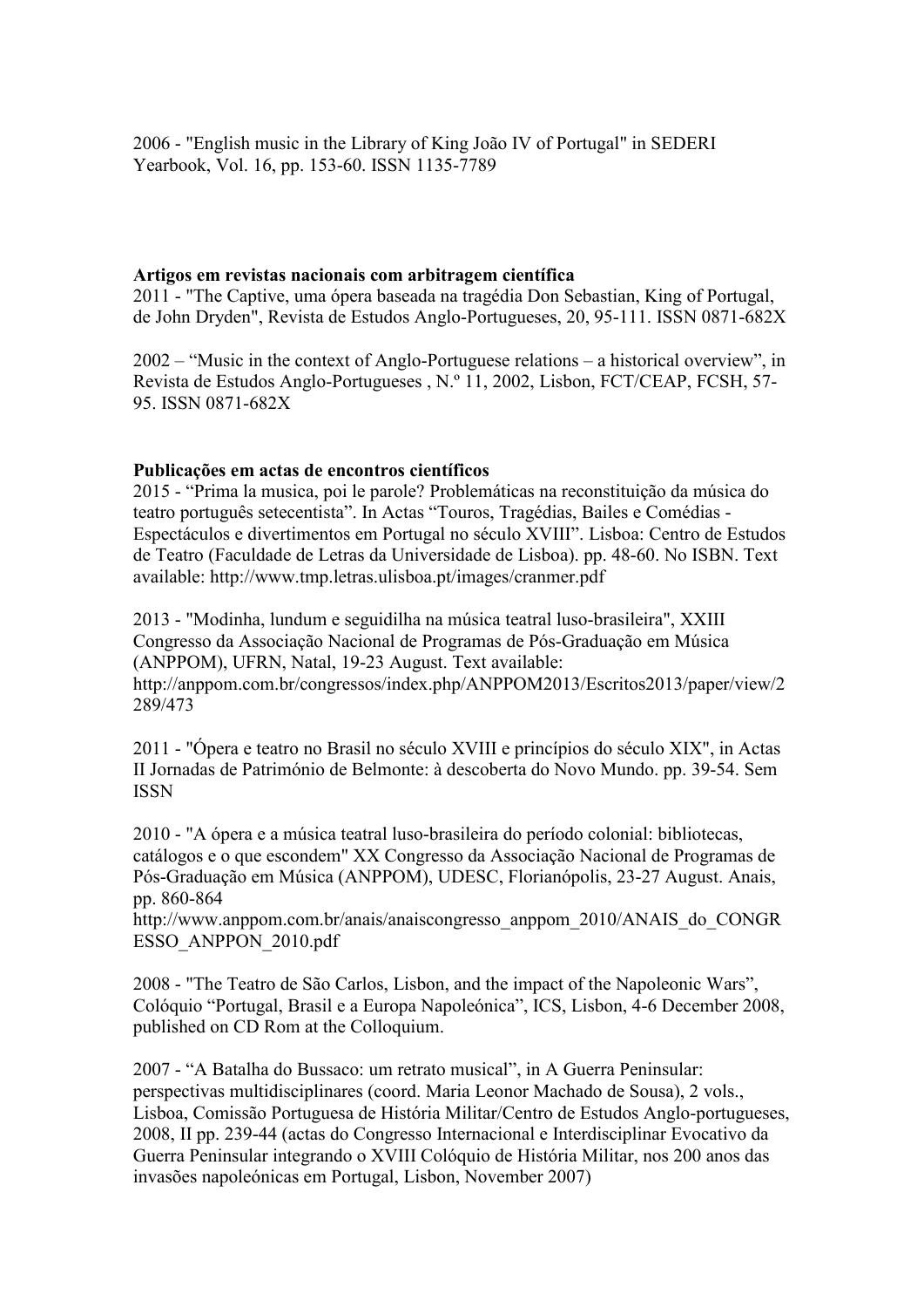2006 - "English music in the Library of King João IV of Portugal" in SEDERI Yearbook, Vol. 16, pp. 153-60. ISSN 1135-7789

**Artigos em revistas nacionais com arbitragem científica**

2011 - "The Captive, uma ópera baseada na tragédia Don Sebastian, King of Portugal, de John Dryden", Revista de Estudos Anglo-Portugueses, 20, 95-111. ISSN 0871-682X

2002 – "Music in the context of Anglo-Portuguese relations – a historical overview", in Revista de Estudos Anglo-Portugueses , N.º 11, 2002, Lisbon, FCT/CEAP, FCSH, 57-95. ISSN 0871-682X

**Publicações em actas de encontros científicos**

2015 - "Prima la musica, poi le parole? Problemáticas na reconstituição da música do teatro português setecentista". In Actas "Touros, Tragédias, Bailes e Comédias - Espectáculos e divertimentos em Portugal no século XVIII". Lisboa: Centro de Estudos de Teatro (Faculdade de Letras da Universidade de Lisboa). pp. 48-60. No ISBN. Text available: http://www.tmp.letras.ulisboa.pt/images/cranmer.pdf

2013 - "Modinha, lundum e seguidilha na música teatral luso-brasileira", XXIII Congresso da Associação Nacional de Programas de Pós-Graduação em Música (ANPPOM), UFRN, Natal, 19-23 August. Text available: http://anppom.com.br/congressos/index.php/ANPPOM2013/Escritos2013/paper/view/2289/473

2011 - "Ópera e teatro no Brasil no século XVIII e princípios do século XIX", in Actas II Jornadas de Património de Belmonte: à descoberta do Novo Mundo. pp. 39-54. Sem ISSN

2010 - "A ópera e a música teatral luso-brasileira do período colonial: bibliotecas, catálogos e o que escondem" XX Congresso da Associação Nacional de Programas de Pós-Graduação em Música (ANPPOM), UDESC, Florianópolis, 23-27 August. Anais, pp. 860-864
http://www.anppom.com.br/anais/anaiscongresso_anppom_2010/ANAIS_do_CONGRESSO_ANPPON_2010.pdf

2008 - "The Teatro de São Carlos, Lisbon, and the impact of the Napoleonic Wars", Colóquio "Portugal, Brasil e a Europa Napoleónica", ICS, Lisbon, 4-6 December 2008, published on CD Rom at the Colloquium.

2007 - "A Batalha do Bussaco: um retrato musical", in A Guerra Peninsular: perspectivas multidisciplinares (coord. Maria Leonor Machado de Sousa), 2 vols., Lisboa, Comissão Portuguesa de História Militar/Centro de Estudos Anglo-portugueses, 2008, II pp. 239-44 (actas do Congresso Internacional e Interdisciplinar Evocativo da Guerra Peninsular integrando o XVIII Colóquio de História Militar, nos 200 anos das invasões napoleónicas em Portugal, Lisbon, November 2007)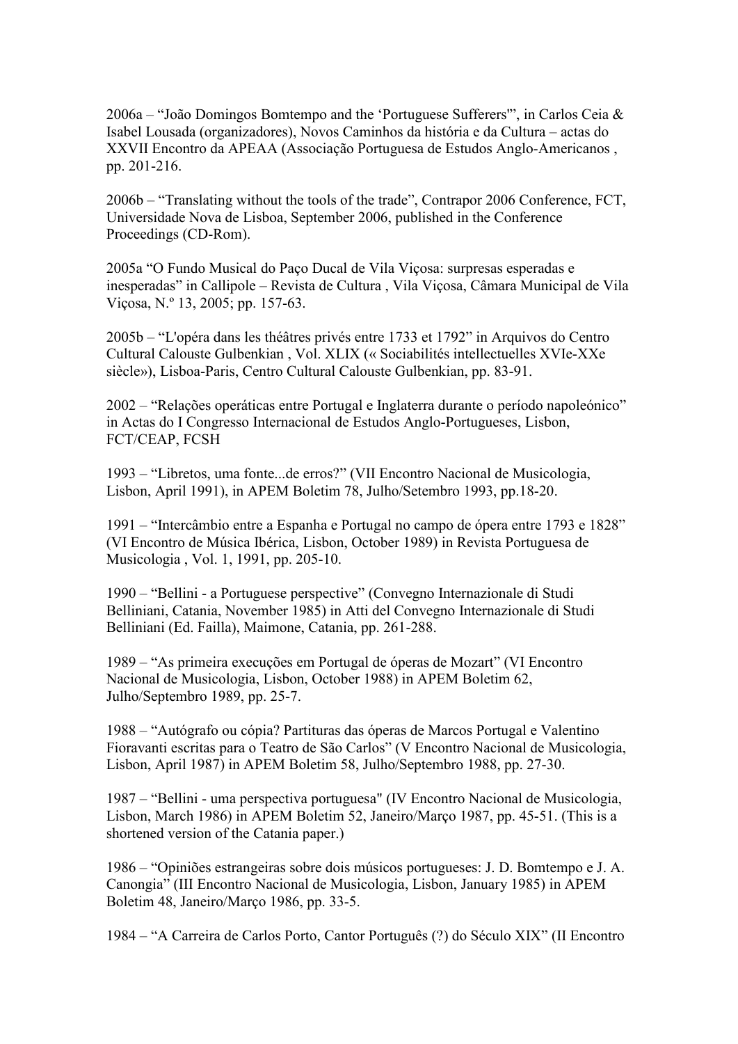2006a – "João Domingos Bomtempo and the 'Portuguese Sufferers'", in Carlos Ceia & Isabel Lousada (organizadores), Novos Caminhos da história e da Cultura – actas do XXVII Encontro da APEAA (Associação Portuguesa de Estudos Anglo-Americanos , pp. 201-216.

2006b – "Translating without the tools of the trade", Contrapor 2006 Conference, FCT, Universidade Nova de Lisboa, September 2006, published in the Conference Proceedings (CD-Rom).

2005a "O Fundo Musical do Paço Ducal de Vila Viçosa: surpresas esperadas e inesperadas" in Callipole – Revista de Cultura , Vila Viçosa, Câmara Municipal de Vila Viçosa, N.º 13, 2005; pp. 157-63.

2005b – "L'opéra dans les théâtres privés entre 1733 et 1792" in Arquivos do Centro Cultural Calouste Gulbenkian , Vol. XLIX (« Sociabilités intellectuelles XVIe-XXe siècle»), Lisboa-Paris, Centro Cultural Calouste Gulbenkian, pp. 83-91.

2002 – "Relações operáticas entre Portugal e Inglaterra durante o período napoleónico" in Actas do I Congresso Internacional de Estudos Anglo-Portugueses, Lisbon, FCT/CEAP, FCSH

1993 – "Libretos, uma fonte...de erros?" (VII Encontro Nacional de Musicologia, Lisbon, April 1991), in APEM Boletim 78, Julho/Setembro 1993, pp.18-20.

1991 – "Intercâmbio entre a Espanha e Portugal no campo de ópera entre 1793 e 1828" (VI Encontro de Música Ibérica, Lisbon, October 1989) in Revista Portuguesa de Musicologia , Vol. 1, 1991, pp. 205-10.

1990 – "Bellini - a Portuguese perspective" (Convegno Internazionale di Studi Belliniani, Catania, November 1985) in Atti del Convegno Internazionale di Studi Belliniani (Ed. Failla), Maimone, Catania, pp. 261-288.

1989 – "As primeira execuções em Portugal de óperas de Mozart" (VI Encontro Nacional de Musicologia, Lisbon, October 1988) in APEM Boletim 62, Julho/Septembro 1989, pp. 25-7.

1988 – "Autógrafo ou cópia? Partituras das óperas de Marcos Portugal e Valentino Fioravanti escritas para o Teatro de São Carlos" (V Encontro Nacional de Musicologia, Lisbon, April 1987) in APEM Boletim 58, Julho/Septembro 1988, pp. 27-30.

1987 – "Bellini - uma perspectiva portuguesa" (IV Encontro Nacional de Musicologia, Lisbon, March 1986) in APEM Boletim 52, Janeiro/Março 1987, pp. 45-51. (This is a shortened version of the Catania paper.)

1986 – "Opiniões estrangeiras sobre dois músicos portugueses: J. D. Bomtempo e J. A. Canongia" (III Encontro Nacional de Musicologia, Lisbon, January 1985) in APEM Boletim 48, Janeiro/Março 1986, pp. 33-5.

1984 – "A Carreira de Carlos Porto, Cantor Português (?) do Século XIX" (II Encontro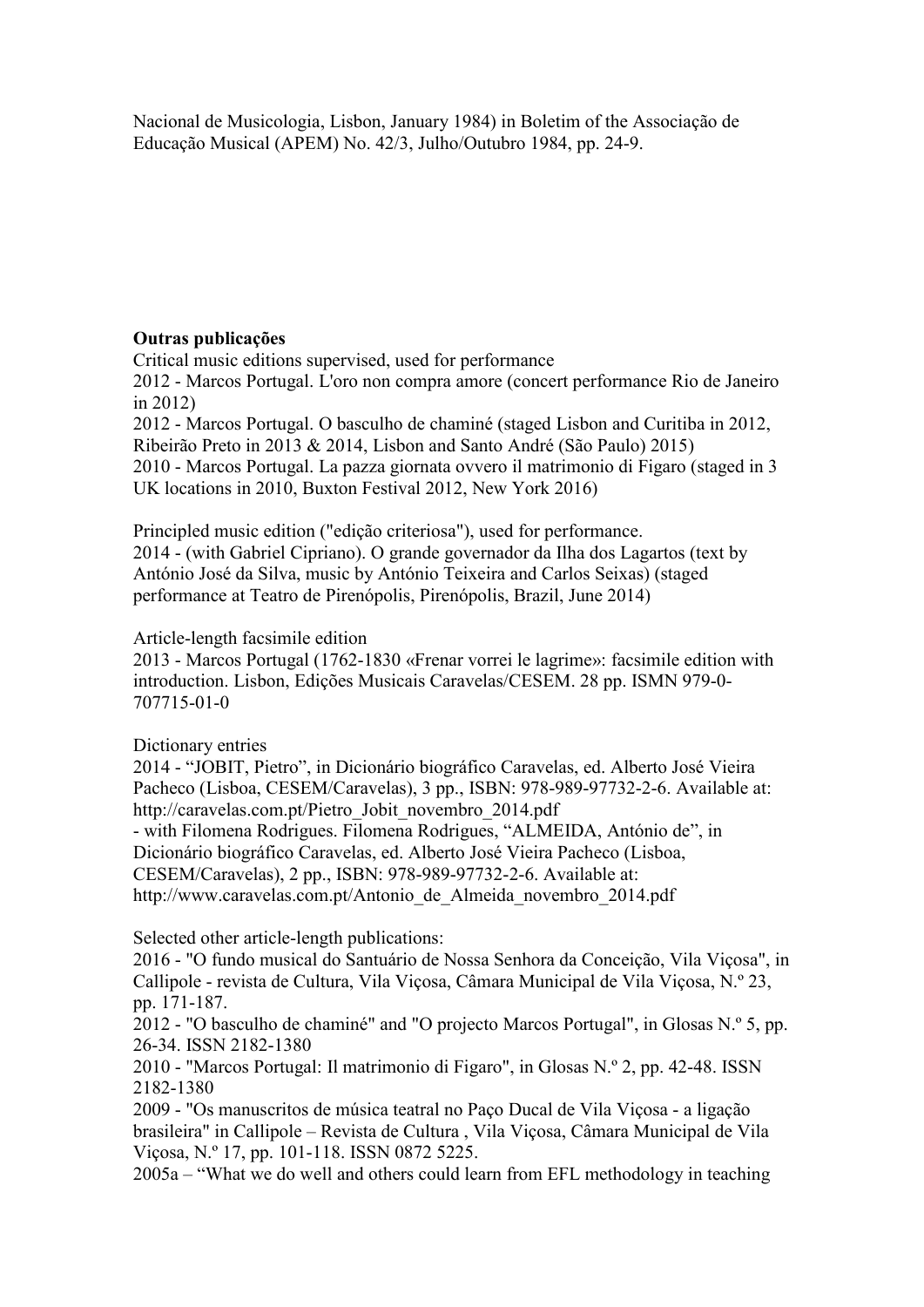Nacional de Musicologia, Lisbon, January 1984) in Boletim of the Associação de Educação Musical (APEM) No. 42/3, Julho/Outubro 1984, pp. 24-9.

**Outras publicações**

Critical music editions supervised, used for performance

2012 - Marcos Portugal. L'oro non compra amore (concert performance Rio de Janeiro in 2012)

2012 - Marcos Portugal. O basculho de chaminé (staged Lisbon and Curitiba in 2012, Ribeirão Preto in 2013 & 2014, Lisbon and Santo André (São Paulo) 2015)

2010 - Marcos Portugal. La pazza giornata ovvero il matrimonio di Figaro (staged in 3 UK locations in 2010, Buxton Festival 2012, New York 2016)

Principled music edition ("edição criteriosa"), used for performance.

2014 - (with Gabriel Cipriano). O grande governador da Ilha dos Lagartos (text by António José da Silva, music by António Teixeira and Carlos Seixas) (staged performance at Teatro de Pirenópolis, Pirenópolis, Brazil, June 2014)

Article-length facsimile edition

2013 - Marcos Portugal (1762-1830 «Frenar vorrei le lagrime»: facsimile edition with introduction. Lisbon, Edições Musicais Caravelas/CESEM. 28 pp. ISMN 979-0-707715-01-0

Dictionary entries

2014 - "JOBIT, Pietro", in Dicionário biográfico Caravelas, ed. Alberto José Vieira Pacheco (Lisboa, CESEM/Caravelas), 3 pp., ISBN: 978-989-97732-2-6. Available at: http://caravelas.com.pt/Pietro_Jobit_novembro_2014.pdf

- with Filomena Rodrigues. Filomena Rodrigues, "ALMEIDA, António de", in Dicionário biográfico Caravelas, ed. Alberto José Vieira Pacheco (Lisboa, CESEM/Caravelas), 2 pp., ISBN: 978-989-97732-2-6. Available at: http://www.caravelas.com.pt/Antonio_de_Almeida_novembro_2014.pdf

Selected other article-length publications:

2016 - "O fundo musical do Santuário de Nossa Senhora da Conceição, Vila Viçosa", in Callipole - revista de Cultura, Vila Viçosa, Câmara Municipal de Vila Viçosa, N.º 23, pp. 171-187.

2012 - "O basculho de chaminé" and "O projecto Marcos Portugal", in Glosas N.º 5, pp. 26-34. ISSN 2182-1380

2010 - "Marcos Portugal: Il matrimonio di Figaro", in Glosas N.º 2, pp. 42-48. ISSN 2182-1380

2009 - "Os manuscritos de música teatral no Paço Ducal de Vila Viçosa - a ligação brasileira" in Callipole – Revista de Cultura , Vila Viçosa, Câmara Municipal de Vila Viçosa, N.º 17, pp. 101-118. ISSN 0872 5225.

2005a – "What we do well and others could learn from EFL methodology in teaching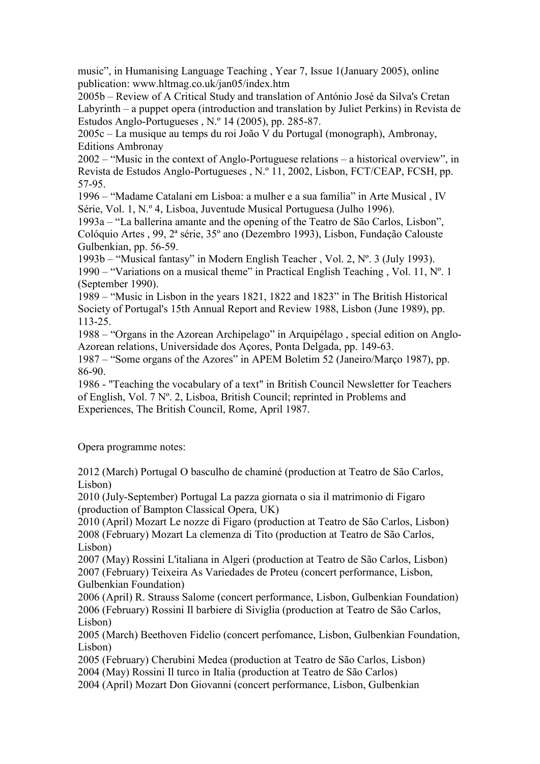music", in Humanising Language Teaching , Year 7, Issue 1(January 2005), online publication: www.hltmag.co.uk/jan05/index.htm

2005b – Review of A Critical Study and translation of António José da Silva's Cretan Labyrinth – a puppet opera (introduction and translation by Juliet Perkins) in Revista de Estudos Anglo-Portugueses , N.º 14 (2005), pp. 285-87.

2005c – La musique au temps du roi João V du Portugal (monograph), Ambronay, Editions Ambronay

2002 – "Music in the context of Anglo-Portuguese relations – a historical overview", in Revista de Estudos Anglo-Portugueses , N.º 11, 2002, Lisbon, FCT/CEAP, FCSH, pp. 57-95.

1996 – "Madame Catalani em Lisboa: a mulher e a sua família" in Arte Musical , IV Série, Vol. 1, N.º 4, Lisboa, Juventude Musical Portuguesa (Julho 1996).

1993a – "La ballerina amante and the opening of the Teatro de São Carlos, Lisbon", Colóquio Artes , 99, 2ª série, 35º ano (Dezembro 1993), Lisbon, Fundação Calouste Gulbenkian, pp. 56-59.

1993b – "Musical fantasy" in Modern English Teacher , Vol. 2, Nº. 3 (July 1993).

1990 – "Variations on a musical theme" in Practical English Teaching , Vol. 11, Nº. 1 (September 1990).

1989 – "Music in Lisbon in the years 1821, 1822 and 1823" in The British Historical Society of Portugal's 15th Annual Report and Review 1988, Lisbon (June 1989), pp. 113-25.

1988 – "Organs in the Azorean Archipelago" in Arquipélago , special edition on Anglo-Azorean relations, Universidade dos Açores, Ponta Delgada, pp. 149-63.

1987 – "Some organs of the Azores" in APEM Boletim 52 (Janeiro/Março 1987), pp. 86-90.

1986 - "Teaching the vocabulary of a text" in British Council Newsletter for Teachers of English, Vol. 7 Nº. 2, Lisboa, British Council; reprinted in Problems and Experiences, The British Council, Rome, April 1987.

Opera programme notes:

2012 (March) Portugal O basculho de chaminé (production at Teatro de São Carlos, Lisbon)

2010 (July-September) Portugal La pazza giornata o sia il matrimonio di Figaro (production of Bampton Classical Opera, UK)

2010 (April) Mozart Le nozze di Figaro (production at Teatro de São Carlos, Lisbon)

2008 (February) Mozart La clemenza di Tito (production at Teatro de São Carlos, Lisbon)

2007 (May) Rossini L'italiana in Algeri (production at Teatro de São Carlos, Lisbon)

2007 (February) Teixeira As Variedades de Proteu (concert performance, Lisbon, Gulbenkian Foundation)

2006 (April) R. Strauss Salome (concert performance, Lisbon, Gulbenkian Foundation)

2006 (February) Rossini Il barbiere di Siviglia (production at Teatro de São Carlos, Lisbon)

2005 (March) Beethoven Fidelio (concert perfomance, Lisbon, Gulbenkian Foundation, Lisbon)

2005 (February) Cherubini Medea (production at Teatro de São Carlos, Lisbon)

2004 (May) Rossini Il turco in Italia (production at Teatro de São Carlos)

2004 (April) Mozart Don Giovanni (concert performance, Lisbon, Gulbenkian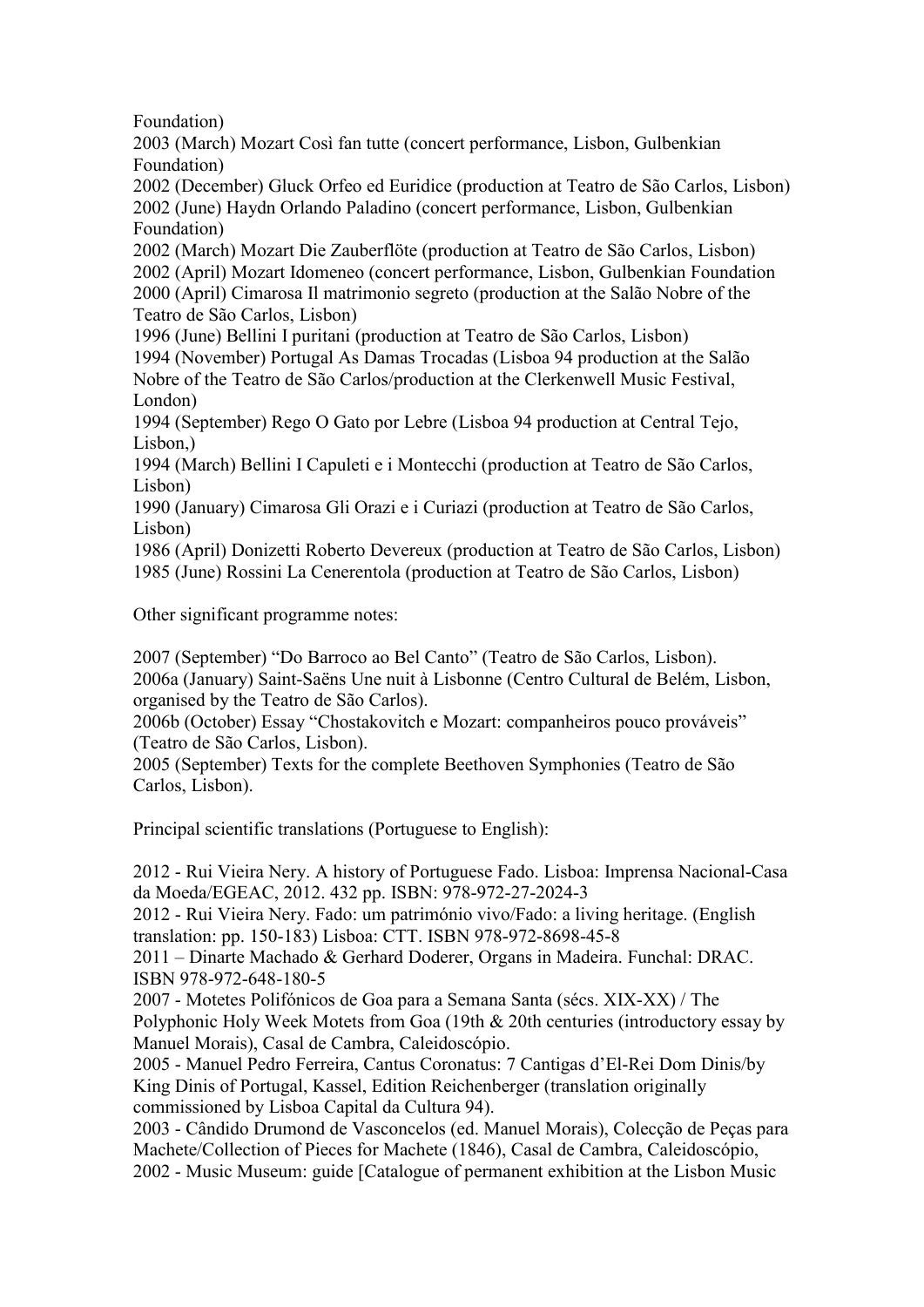Foundation)

2003 (March) Mozart Così fan tutte (concert performance, Lisbon, Gulbenkian Foundation)

2002 (December) Gluck Orfeo ed Euridice (production at Teatro de São Carlos, Lisbon)

2002 (June) Haydn Orlando Paladino (concert performance, Lisbon, Gulbenkian Foundation)

2002 (March) Mozart Die Zauberflöte (production at Teatro de São Carlos, Lisbon)

2002 (April) Mozart Idomeneo (concert performance, Lisbon, Gulbenkian Foundation

2000 (April) Cimarosa Il matrimonio segreto (production at the Salão Nobre of the Teatro de São Carlos, Lisbon)

1996 (June) Bellini I puritani (production at Teatro de São Carlos, Lisbon)

1994 (November) Portugal As Damas Trocadas (Lisboa 94 production at the Salão Nobre of the Teatro de São Carlos/production at the Clerkenwell Music Festival, London)

1994 (September) Rego O Gato por Lebre (Lisboa 94 production at Central Tejo, Lisbon,)

1994 (March) Bellini I Capuleti e i Montecchi (production at Teatro de São Carlos, Lisbon)

1990 (January) Cimarosa Gli Orazi e i Curiazi (production at Teatro de São Carlos, Lisbon)

1986 (April) Donizetti Roberto Devereux (production at Teatro de São Carlos, Lisbon)

1985 (June) Rossini La Cenerentola (production at Teatro de São Carlos, Lisbon)

Other significant programme notes:

2007 (September) "Do Barroco ao Bel Canto" (Teatro de São Carlos, Lisbon).

2006a (January) Saint-Saëns Une nuit à Lisbonne (Centro Cultural de Belém, Lisbon, organised by the Teatro de São Carlos).

2006b (October) Essay "Chostakovitch e Mozart: companheiros pouco prováveis" (Teatro de São Carlos, Lisbon).

2005 (September) Texts for the complete Beethoven Symphonies (Teatro de São Carlos, Lisbon).

Principal scientific translations (Portuguese to English):

2012 - Rui Vieira Nery. A history of Portuguese Fado. Lisboa: Imprensa Nacional-Casa da Moeda/EGEAC, 2012. 432 pp. ISBN: 978-972-27-2024-3

2012 - Rui Vieira Nery. Fado: um património vivo/Fado: a living heritage. (English translation: pp. 150-183) Lisboa: CTT. ISBN 978-972-8698-45-8

2011 – Dinarte Machado & Gerhard Doderer, Organs in Madeira. Funchal: DRAC. ISBN 978-972-648-180-5

2007 - Motetes Polifónicos de Goa para a Semana Santa (sécs. XIX-XX) / The Polyphonic Holy Week Motets from Goa (19th & 20th centuries (introductory essay by Manuel Morais), Casal de Cambra, Caleidoscópio.

2005 - Manuel Pedro Ferreira, Cantus Coronatus: 7 Cantigas d'El-Rei Dom Dinis/by King Dinis of Portugal, Kassel, Edition Reichenberger (translation originally commissioned by Lisboa Capital da Cultura 94).

2003 - Cândido Drumond de Vasconcelos (ed. Manuel Morais), Colecção de Peças para Machete/Collection of Pieces for Machete (1846), Casal de Cambra, Caleidoscópio,

2002 - Music Museum: guide [Catalogue of permanent exhibition at the Lisbon Music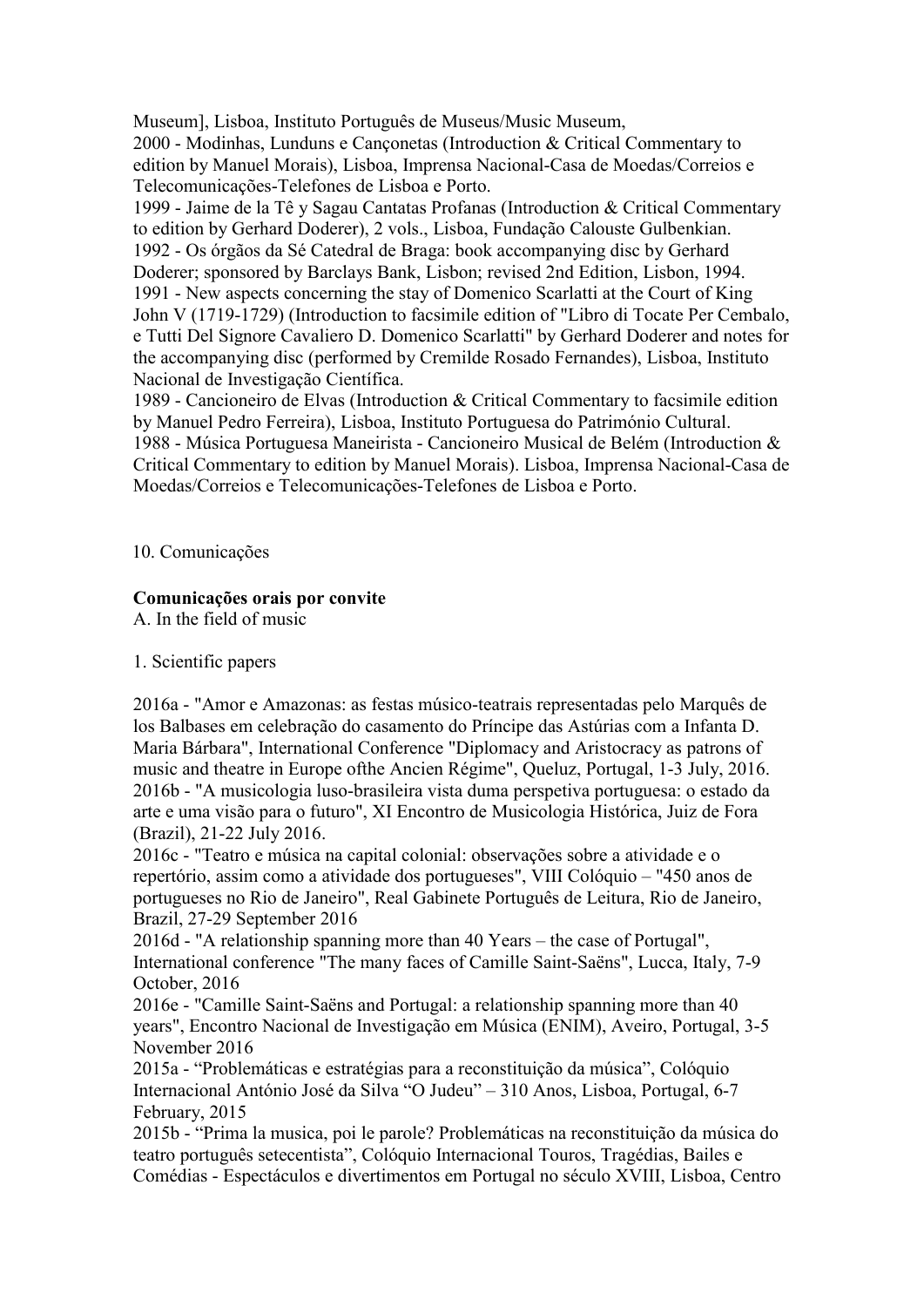Museum], Lisboa, Instituto Português de Museus/Music Museum,

2000 - Modinhas, Lunduns e Cançonetas (Introduction & Critical Commentary to edition by Manuel Morais), Lisboa, Imprensa Nacional-Casa de Moedas/Correios e Telecomunicações-Telefones de Lisboa e Porto.

1999 - Jaime de la Tê y Sagau Cantatas Profanas (Introduction & Critical Commentary to edition by Gerhard Doderer), 2 vols., Lisboa, Fundação Calouste Gulbenkian.

1992 - Os órgãos da Sé Catedral de Braga: book accompanying disc by Gerhard Doderer; sponsored by Barclays Bank, Lisbon; revised 2nd Edition, Lisbon, 1994.

1991 - New aspects concerning the stay of Domenico Scarlatti at the Court of King John V (1719-1729) (Introduction to facsimile edition of "Libro di Tocate Per Cembalo, e Tutti Del Signore Cavaliero D. Domenico Scarlatti" by Gerhard Doderer and notes for the accompanying disc (performed by Cremilde Rosado Fernandes), Lisboa, Instituto Nacional de Investigação Científica.

1989 - Cancioneiro de Elvas (Introduction & Critical Commentary to facsimile edition by Manuel Pedro Ferreira), Lisboa, Instituto Portuguesa do Património Cultural.

1988 - Música Portuguesa Maneirista - Cancioneiro Musical de Belém (Introduction & Critical Commentary to edition by Manuel Morais). Lisboa, Imprensa Nacional-Casa de Moedas/Correios e Telecomunicações-Telefones de Lisboa e Porto.

10. Comunicações

**Comunicações orais por convite**

A. In the field of music

1. Scientific papers

2016a - "Amor e Amazonas: as festas músico-teatrais representadas pelo Marquês de los Balbases em celebração do casamento do Príncipe das Astúrias com a Infanta D. Maria Bárbara", International Conference "Diplomacy and Aristocracy as patrons of music and theatre in Europe ofthe Ancien Régime", Queluz, Portugal, 1-3 July, 2016.

2016b - "A musicologia luso-brasileira vista duma perspetiva portuguesa: o estado da arte e uma visão para o futuro", XI Encontro de Musicologia Histórica, Juiz de Fora (Brazil), 21-22 July 2016.

2016c - "Teatro e música na capital colonial: observações sobre a atividade e o repertório, assim como a atividade dos portugueses", VIII Colóquio – "450 anos de portugueses no Rio de Janeiro", Real Gabinete Português de Leitura, Rio de Janeiro, Brazil, 27-29 September 2016

2016d - "A relationship spanning more than 40 Years – the case of Portugal", International conference "The many faces of Camille Saint-Saëns", Lucca, Italy, 7-9 October, 2016

2016e - "Camille Saint-Saëns and Portugal: a relationship spanning more than 40 years", Encontro Nacional de Investigação em Música (ENIM), Aveiro, Portugal, 3-5 November 2016

2015a - "Problemáticas e estratégias para a reconstituição da música", Colóquio Internacional António José da Silva "O Judeu" – 310 Anos, Lisboa, Portugal, 6-7 February, 2015

2015b - "Prima la musica, poi le parole? Problemáticas na reconstituição da música do teatro português setecentista", Colóquio Internacional Touros, Tragédias, Bailes e Comédias - Espectáculos e divertimentos em Portugal no século XVIII, Lisboa, Centro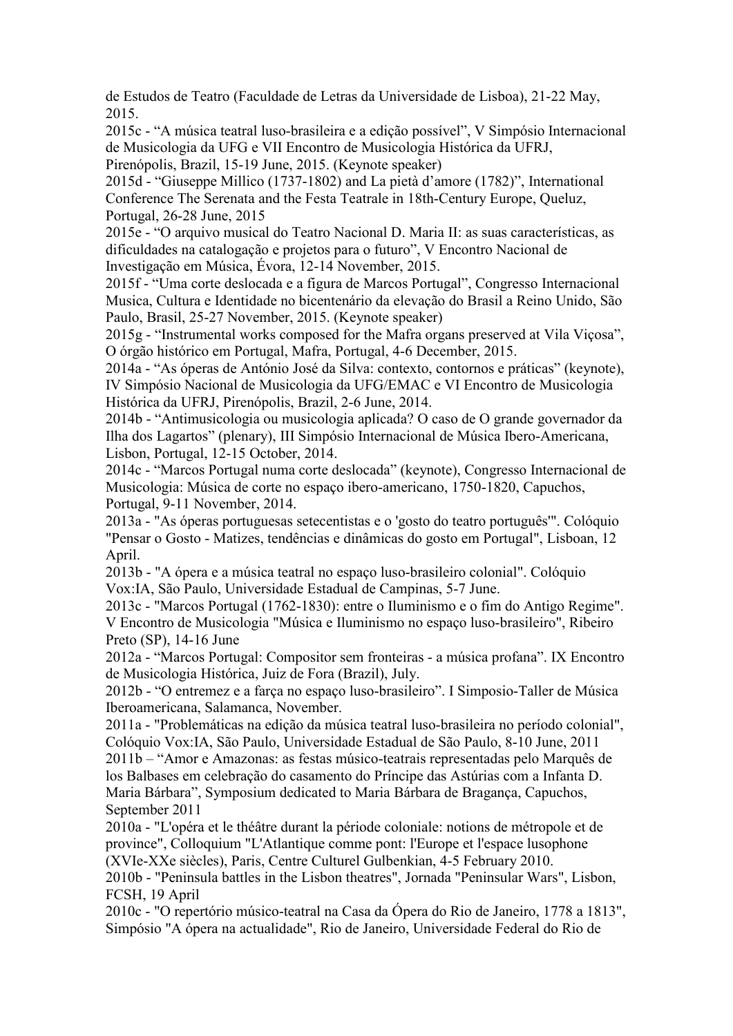de Estudos de Teatro (Faculdade de Letras da Universidade de Lisboa), 21-22 May, 2015.

2015c - “A música teatral luso-brasileira e a edição possível”, V Simpósio Internacional de Musicologia da UFG e VII Encontro de Musicologia Histórica da UFRJ, Pirenópolis, Brazil, 15-19 June, 2015. (Keynote speaker)

2015d - “Giuseppe Millico (1737-1802) and La pietà d’amore (1782)”, International Conference The Serenata and the Festa Teatrale in 18th-Century Europe, Queluz, Portugal, 26-28 June, 2015

2015e - “O arquivo musical do Teatro Nacional D. Maria II: as suas características, as dificuldades na catalogação e projetos para o futuro”, V Encontro Nacional de Investigação em Música, Évora, 12-14 November, 2015.

2015f - “Uma corte deslocada e a figura de Marcos Portugal”, Congresso Internacional Musica, Cultura e Identidade no bicentenário da elevação do Brasil a Reino Unido, São Paulo, Brasil, 25-27 November, 2015. (Keynote speaker)

2015g - “Instrumental works composed for the Mafra organs preserved at Vila Viçosa”, O órgão histórico em Portugal, Mafra, Portugal, 4-6 December, 2015.

2014a - “As óperas de António José da Silva: contexto, contornos e práticas” (keynote), IV Simpósio Nacional de Musicologia da UFG/EMAC e VI Encontro de Musicologia Histórica da UFRJ, Pirenópolis, Brazil, 2-6 June, 2014.

2014b - “Antimusicologia ou musicologia aplicada? O caso de O grande governador da Ilha dos Lagartos” (plenary), III Simpósio Internacional de Música Ibero-Americana, Lisbon, Portugal, 12-15 October, 2014.

2014c - “Marcos Portugal numa corte deslocada” (keynote), Congresso Internacional de Musicologia: Música de corte no espaço ibero-americano, 1750-1820, Capuchos, Portugal, 9-11 November, 2014.

2013a - "As óperas portuguesas setecentistas e o 'gosto do teatro português'". Colóquio "Pensar o Gosto - Matizes, tendências e dinâmicas do gosto em Portugal", Lisboan, 12 April.

2013b - "A ópera e a música teatral no espaço luso-brasileiro colonial". Colóquio Vox:IA, São Paulo, Universidade Estadual de Campinas, 5-7 June.

2013c - "Marcos Portugal (1762-1830): entre o Iluminismo e o fim do Antigo Regime". V Encontro de Musicologia "Música e Iluminismo no espaço luso-brasileiro", Ribeiro Preto (SP), 14-16 June

2012a - “Marcos Portugal: Compositor sem fronteiras - a música profana”. IX Encontro de Musicologia Histórica, Juiz de Fora (Brazil), July.

2012b - “O entremez e a farça no espaço luso-brasileiro”. I Simposio-Taller de Música Iberoamericana, Salamanca, November.

2011a - "Problemáticas na edição da música teatral luso-brasileira no período colonial", Colóquio Vox:IA, São Paulo, Universidade Estadual de São Paulo, 8-10 June, 2011

2011b – “Amor e Amazonas: as festas músico-teatrais representadas pelo Marquês de los Balbases em celebração do casamento do Príncipe das Astúrias com a Infanta D. Maria Bárbara”, Symposium dedicated to Maria Bárbara de Bragança, Capuchos, September 2011

2010a - "L'opéra et le théâtre durant la période coloniale: notions de métropole et de province", Colloquium "L'Atlantique comme pont: l'Europe et l'espace lusophone (XVIe-XXe siècles), Paris, Centre Culturel Gulbenkian, 4-5 February 2010.

2010b - "Peninsula battles in the Lisbon theatres", Jornada "Peninsular Wars", Lisbon, FCSH, 19 April

2010c - "O repertório músico-teatral na Casa da Ópera do Rio de Janeiro, 1778 a 1813", Simpósio "A ópera na actualidade", Rio de Janeiro, Universidade Federal do Rio de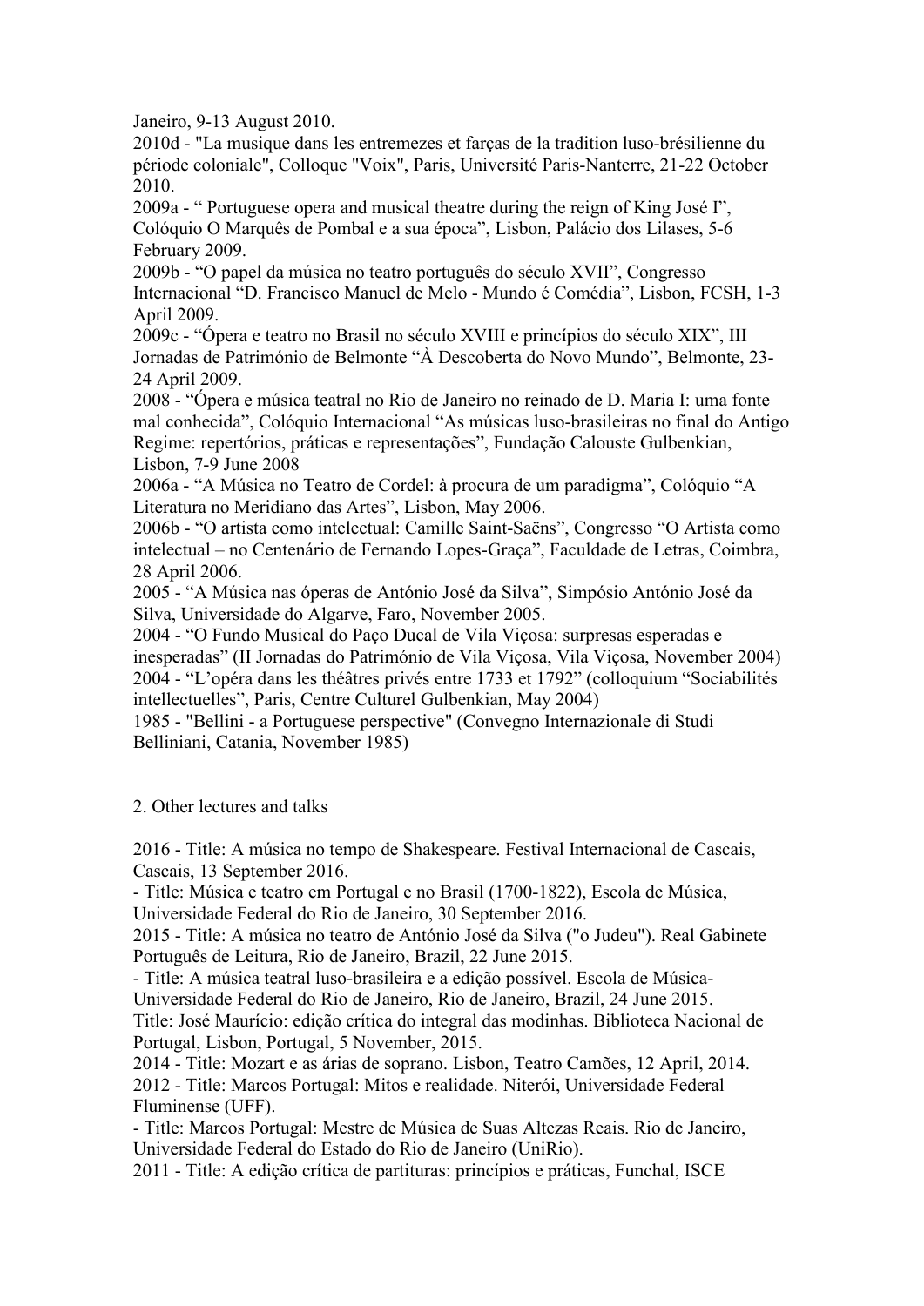Janeiro, 9-13 August 2010.

2010d - "La musique dans les entremezes et farças de la tradition luso-brésilienne du période coloniale", Colloque "Voix", Paris, Université Paris-Nanterre, 21-22 October 2010.

2009a - " Portuguese opera and musical theatre during the reign of King José I", Colóquio O Marquês de Pombal e a sua época", Lisbon, Palácio dos Lilases, 5-6 February 2009.

2009b - "O papel da música no teatro português do século XVII", Congresso Internacional "D. Francisco Manuel de Melo - Mundo é Comédia", Lisbon, FCSH, 1-3 April 2009.

2009c - "Ópera e teatro no Brasil no século XVIII e princípios do século XIX", III Jornadas de Património de Belmonte "À Descoberta do Novo Mundo", Belmonte, 23-24 April 2009.

2008 - "Ópera e música teatral no Rio de Janeiro no reinado de D. Maria I: uma fonte mal conhecida", Colóquio Internacional "As músicas luso-brasileiras no final do Antigo Regime: repertórios, práticas e representações", Fundação Calouste Gulbenkian, Lisbon, 7-9 June 2008

2006a - "A Música no Teatro de Cordel: à procura de um paradigma", Colóquio "A Literatura no Meridiano das Artes", Lisbon, May 2006.

2006b - "O artista como intelectual: Camille Saint-Saëns", Congresso "O Artista como intelectual – no Centenário de Fernando Lopes-Graça", Faculdade de Letras, Coimbra, 28 April 2006.

2005 - "A Música nas óperas de António José da Silva", Simpósio António José da Silva, Universidade do Algarve, Faro, November 2005.

2004 - "O Fundo Musical do Paço Ducal de Vila Viçosa: surpresas esperadas e inesperadas" (II Jornadas do Património de Vila Viçosa, Vila Viçosa, November 2004)

2004 - "L'opéra dans les théâtres privés entre 1733 et 1792" (colloquium "Sociabilités intellectuelles", Paris, Centre Culturel Gulbenkian, May 2004)

1985 - "Bellini - a Portuguese perspective" (Convegno Internazionale di Studi Belliniani, Catania, November 1985)

2. Other lectures and talks

2016 - Title: A música no tempo de Shakespeare. Festival Internacional de Cascais, Cascais, 13 September 2016.

- Title: Música e teatro em Portugal e no Brasil (1700-1822), Escola de Música, Universidade Federal do Rio de Janeiro, 30 September 2016.

2015 - Title: A música no teatro de António José da Silva ("o Judeu"). Real Gabinete Português de Leitura, Rio de Janeiro, Brazil, 22 June 2015.

- Title: A música teatral luso-brasileira e a edição possível. Escola de Música-Universidade Federal do Rio de Janeiro, Rio de Janeiro, Brazil, 24 June 2015.

Title: José Maurício: edição crítica do integral das modinhas. Biblioteca Nacional de Portugal, Lisbon, Portugal, 5 November, 2015.

2014 - Title: Mozart e as árias de soprano. Lisbon, Teatro Camões, 12 April, 2014.

2012 - Title: Marcos Portugal: Mitos e realidade. Niterói, Universidade Federal Fluminense (UFF).

- Title: Marcos Portugal: Mestre de Música de Suas Altezas Reais. Rio de Janeiro, Universidade Federal do Estado do Rio de Janeiro (UniRio).

2011 - Title: A edição crítica de partituras: princípios e práticas, Funchal, ISCE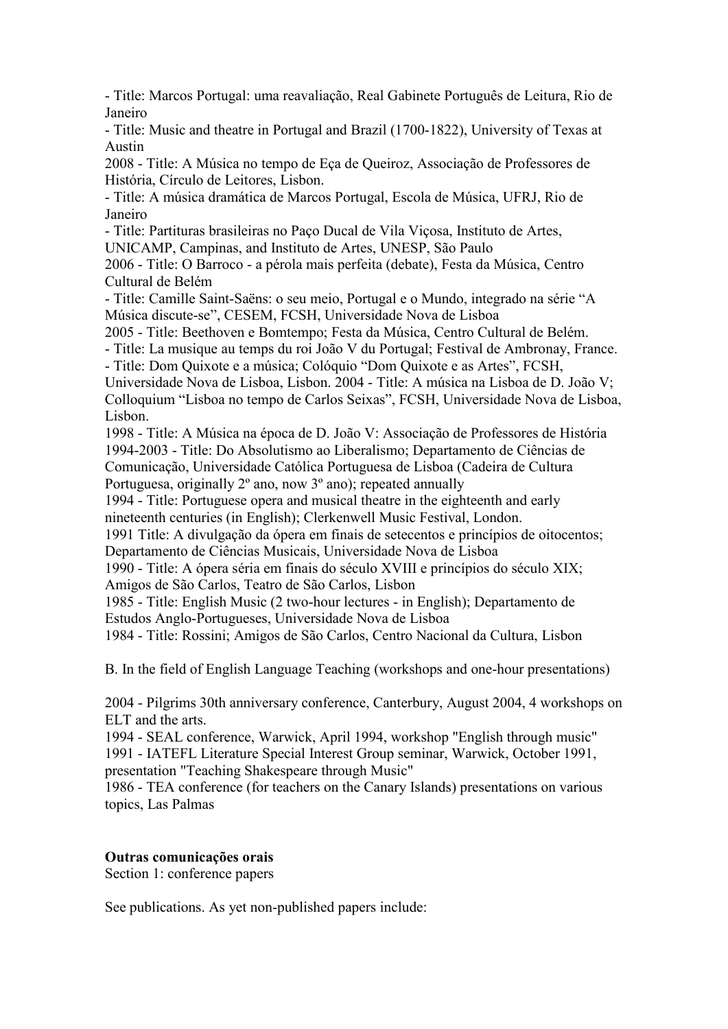- Title: Marcos Portugal: uma reavaliação, Real Gabinete Português de Leitura, Rio de Janeiro
- Title: Music and theatre in Portugal and Brazil (1700-1822), University of Texas at Austin

2008 - Title: A Música no tempo de Eça de Queiroz, Associação de Professores de História, Círculo de Leitores, Lisbon.
- Title: A música dramática de Marcos Portugal, Escola de Música, UFRJ, Rio de Janeiro
- Title: Partituras brasileiras no Paço Ducal de Vila Viçosa, Instituto de Artes, UNICAMP, Campinas, and Instituto de Artes, UNESP, São Paulo

2006 - Title: O Barroco - a pérola mais perfeita (debate), Festa da Música, Centro Cultural de Belém
- Title: Camille Saint-Saëns: o seu meio, Portugal e o Mundo, integrado na série "A Música discute-se", CESEM, FCSH, Universidade Nova de Lisboa

2005 - Title: Beethoven e Bomtempo; Festa da Música, Centro Cultural de Belém.
- Title: La musique au temps du roi João V du Portugal; Festival de Ambronay, France.
- Title: Dom Quixote e a música; Colóquio "Dom Quixote e as Artes", FCSH, Universidade Nova de Lisboa, Lisbon. 2004 - Title: A música na Lisboa de D. João V; Colloquium "Lisboa no tempo de Carlos Seixas", FCSH, Universidade Nova de Lisboa, Lisbon.

1998 - Title: A Música na época de D. João V: Associação de Professores de História
1994-2003 - Title: Do Absolutismo ao Liberalismo; Departamento de Ciências de Comunicação, Universidade Católica Portuguesa de Lisboa (Cadeira de Cultura Portuguesa, originally 2º ano, now 3º ano); repeated annually
1994 - Title: Portuguese opera and musical theatre in the eighteenth and early nineteenth centuries (in English); Clerkenwell Music Festival, London.
1991 Title: A divulgação da ópera em finais de setecentos e princípios de oitocentos; Departamento de Ciências Musicais, Universidade Nova de Lisboa
1990 - Title: A ópera séria em finais do século XVIII e princípios do século XIX; Amigos de São Carlos, Teatro de São Carlos, Lisbon
1985 - Title: English Music (2 two-hour lectures - in English); Departamento de Estudos Anglo-Portugueses, Universidade Nova de Lisboa
1984 - Title: Rossini; Amigos de São Carlos, Centro Nacional da Cultura, Lisbon

B. In the field of English Language Teaching (workshops and one-hour presentations)

2004 - Pilgrims 30th anniversary conference, Canterbury, August 2004, 4 workshops on ELT and the arts.
1994 - SEAL conference, Warwick, April 1994, workshop "English through music"
1991 - IATEFL Literature Special Interest Group seminar, Warwick, October 1991, presentation "Teaching Shakespeare through Music"
1986 - TEA conference (for teachers on the Canary Islands) presentations on various topics, Las Palmas

**Outras comunicações orais**

Section 1: conference papers

See publications. As yet non-published papers include: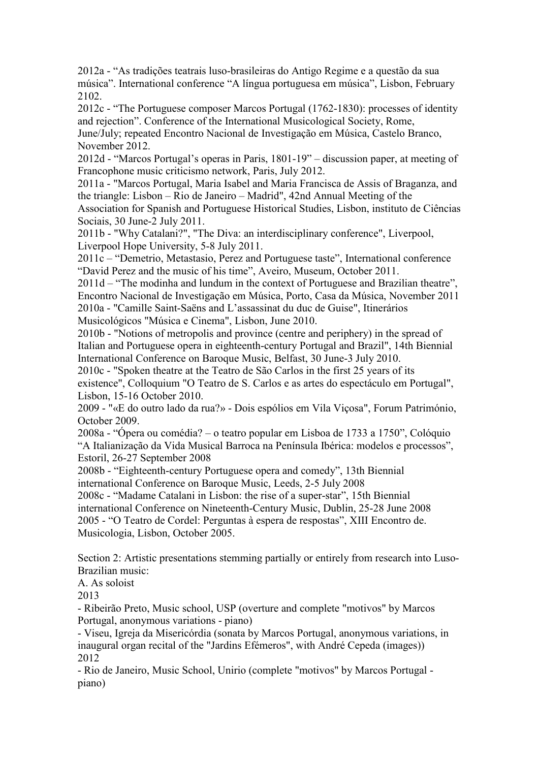2012a - "As tradições teatrais luso-brasileiras do Antigo Regime e a questão da sua música". International conference "A língua portuguesa em música", Lisbon, February 2102.

2012c - "The Portuguese composer Marcos Portugal (1762-1830): processes of identity and rejection". Conference of the International Musicological Society, Rome, June/July; repeated Encontro Nacional de Investigação em Música, Castelo Branco, November 2012.

2012d - "Marcos Portugal's operas in Paris, 1801-19" – discussion paper, at meeting of Francophone music criticismo network, Paris, July 2012.

2011a - "Marcos Portugal, Maria Isabel and Maria Francisca de Assis of Braganza, and the triangle: Lisbon – Rio de Janeiro – Madrid", 42nd Annual Meeting of the Association for Spanish and Portuguese Historical Studies, Lisbon, instituto de Ciências Sociais, 30 June-2 July 2011.

2011b - "Why Catalani?", "The Diva: an interdisciplinary conference", Liverpool, Liverpool Hope University, 5-8 July 2011.

2011c – "Demetrio, Metastasio, Perez and Portuguese taste", International conference "David Perez and the music of his time", Aveiro, Museum, October 2011.

2011d – "The modinha and lundum in the context of Portuguese and Brazilian theatre", Encontro Nacional de Investigação em Música, Porto, Casa da Música, November 2011

2010a - "Camille Saint-Saëns and L'assassinat du duc de Guise", Itinerários Musicológicos "Música e Cinema", Lisbon, June 2010.

2010b - "Notions of metropolis and province (centre and periphery) in the spread of Italian and Portuguese opera in eighteenth-century Portugal and Brazil", 14th Biennial International Conference on Baroque Music, Belfast, 30 June-3 July 2010.

2010c - "Spoken theatre at the Teatro de São Carlos in the first 25 years of its existence", Colloquium "O Teatro de S. Carlos e as artes do espectáculo em Portugal", Lisbon, 15-16 October 2010.

2009 - "«E do outro lado da rua?» - Dois espólios em Vila Viçosa", Forum Património, October 2009.

2008a - "Ópera ou comédia? – o teatro popular em Lisboa de 1733 a 1750", Colóquio "A Italianização da Vida Musical Barroca na Península Ibérica: modelos e processos", Estoril, 26-27 September 2008

2008b - "Eighteenth-century Portuguese opera and comedy", 13th Biennial international Conference on Baroque Music, Leeds, 2-5 July 2008

2008c - "Madame Catalani in Lisbon: the rise of a super-star", 15th Biennial international Conference on Nineteenth-Century Music, Dublin, 25-28 June 2008

2005 - "O Teatro de Cordel: Perguntas à espera de respostas", XIII Encontro de. Musicologia, Lisbon, October 2005.

Section 2: Artistic presentations stemming partially or entirely from research into Luso-Brazilian music:

A. As soloist

2013

- Ribeirão Preto, Music school, USP (overture and complete "motivos" by Marcos Portugal, anonymous variations - piano)
- Viseu, Igreja da Misericórdia (sonata by Marcos Portugal, anonymous variations, in inaugural organ recital of the "Jardins Efémeros", with André Cepeda (images))

2012

- Rio de Janeiro, Music School, Unirio (complete "motivos" by Marcos Portugal - piano)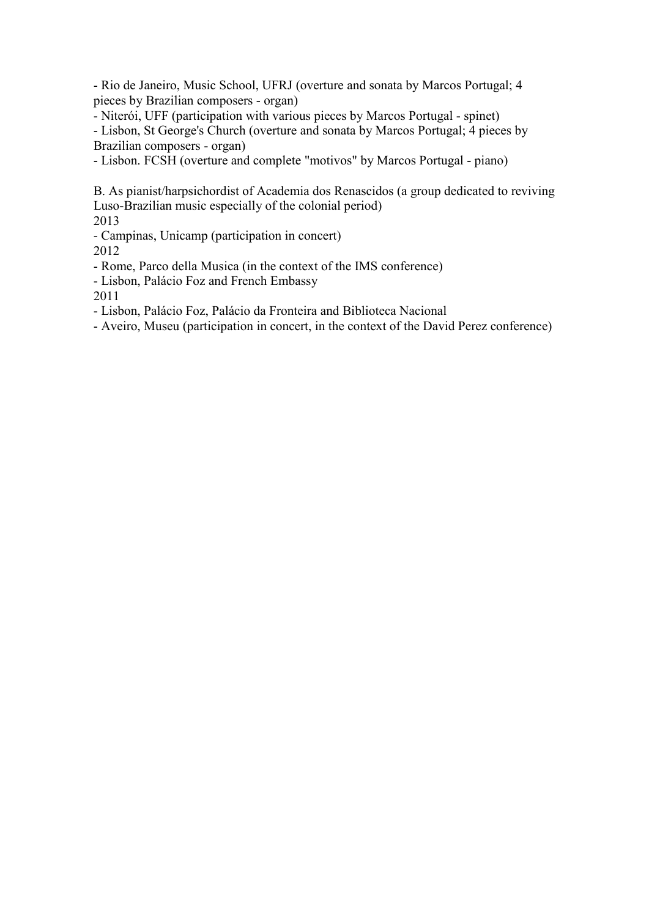- Rio de Janeiro, Music School, UFRJ (overture and sonata by Marcos Portugal; 4 pieces by Brazilian composers - organ)
- Niterói, UFF (participation with various pieces by Marcos Portugal - spinet)
- Lisbon, St George's Church (overture and sonata by Marcos Portugal; 4 pieces by Brazilian composers - organ)
- Lisbon. FCSH (overture and complete "motivos" by Marcos Portugal - piano)

B. As pianist/harpsichordist of Academia dos Renascidos (a group dedicated to reviving Luso-Brazilian music especially of the colonial period)

2013

- Campinas, Unicamp (participation in concert)

2012

- Rome, Parco della Musica (in the context of the IMS conference)
- Lisbon, Palácio Foz and French Embassy

2011

- Lisbon, Palácio Foz, Palácio da Fronteira and Biblioteca Nacional
- Aveiro, Museu (participation in concert, in the context of the David Perez conference)